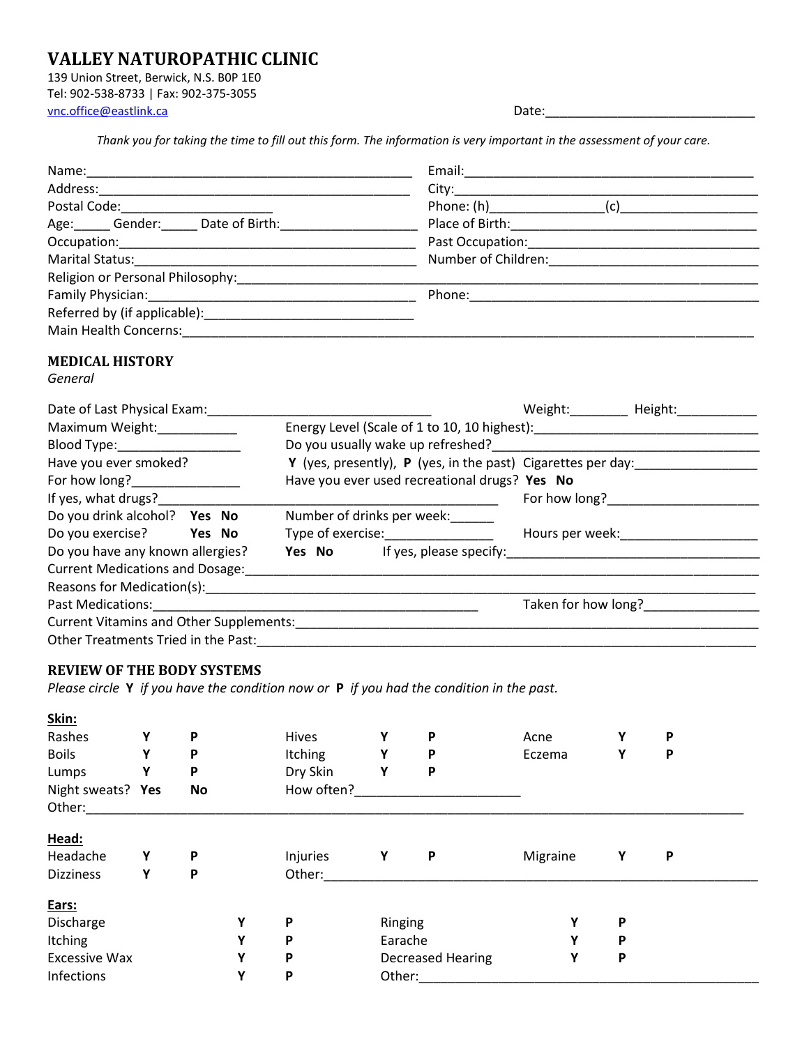# VALLEY NATUROPATHIC CLINIC

139 Union Street, Berwick, N.S. B0P 1E0
Tel: 902-538-8733 | Fax: 902-375-3055
vnc.office@eastlink.ca

Date:______________________________

*Thank you for taking the time to fill out this form. The information is very important in the assessment of your care.*

Name:_______________________________________________ Email:__________________________________________

Address:_____________________________________________ City:____________________________________________

Postal Code:______________________ Phone: (h)________________(c)____________________

Age:_____ Gender:_____ Date of Birth:____________________ Place of Birth:__________________________________

Occupation:___________________________________________ Past Occupation:________________________________

Marital Status:_________________________________________ Number of Children:______________________________

Religion or Personal Philosophy:_________________________________________________________________________

Family Physician:_______________________________________ Phone:__________________________________________

Referred by (if applicable):______________________________

Main Health Concerns:___________________________________________________________________________________

## MEDICAL HISTORY

*General*

Date of Last Physical Exam:________________________________ Weight:________ Height:___________

Maximum Weight:___________ Energy Level (Scale of 1 to 10, 10 highest):________________________________

Blood Type:_________________ Do you usually wake up refreshed?____________________________________

Have you ever smoked? **Y** (yes, presently), **P** (yes, in the past) Cigarettes per day:_________________

For how long?_______________ Have you ever used recreational drugs? **Yes No**

If yes, what drugs?_______________________________________________ For how long?_____________________

Do you drink alcohol? **Yes No** Number of drinks per week:______

Do you exercise? **Yes No** Type of exercise:_______________ Hours per week:___________________

Do you have any known allergies? **Yes No** If yes, please specify:____________________________________

Current Medications and Dosage:_________________________________________________________________________

Reasons for Medication(s):_______________________________________________________________________________

Past Medications:______________________________________________ Taken for how long?________________

Current Vitamins and Other Supplements:___________________________________________________________________

Other Treatments Tried in the Past:________________________________________________________________________

## REVIEW OF THE BODY SYSTEMS

*Please circle* **Y** *if you have the condition now or* **P** *if you had the condition in the past.*

**Skin:**

| | | | | | | | | |
|---|---|---|---|---|---|---|---|---|
| Rashes | Y | P | Hives | Y | P | Acne | Y | P |
| Boils | Y | P | Itching | Y | P | Eczema | Y | P |
| Lumps | Y | P | Dry Skin | Y | P | | | |

Night sweats? **Yes** **No** How often?_______________________

Other:_________________________________________________________________________________________

**Head:**

| | | | | | | | | |
|---|---|---|---|---|---|---|---|---|
| Headache | Y | P | Injuries | Y | P | Migraine | Y | P |
| Dizziness | Y | P | Other:_______________ | | | | | |

**Ears:**

| | | | | | |
|---|---|---|---|---|---|
| Discharge | Y | P | Ringing | Y | P |
| Itching | Y | P | Earache | Y | P |
| Excessive Wax | Y | P | Decreased Hearing | Y | P |
| Infections | Y | P | Other:_______________ | | |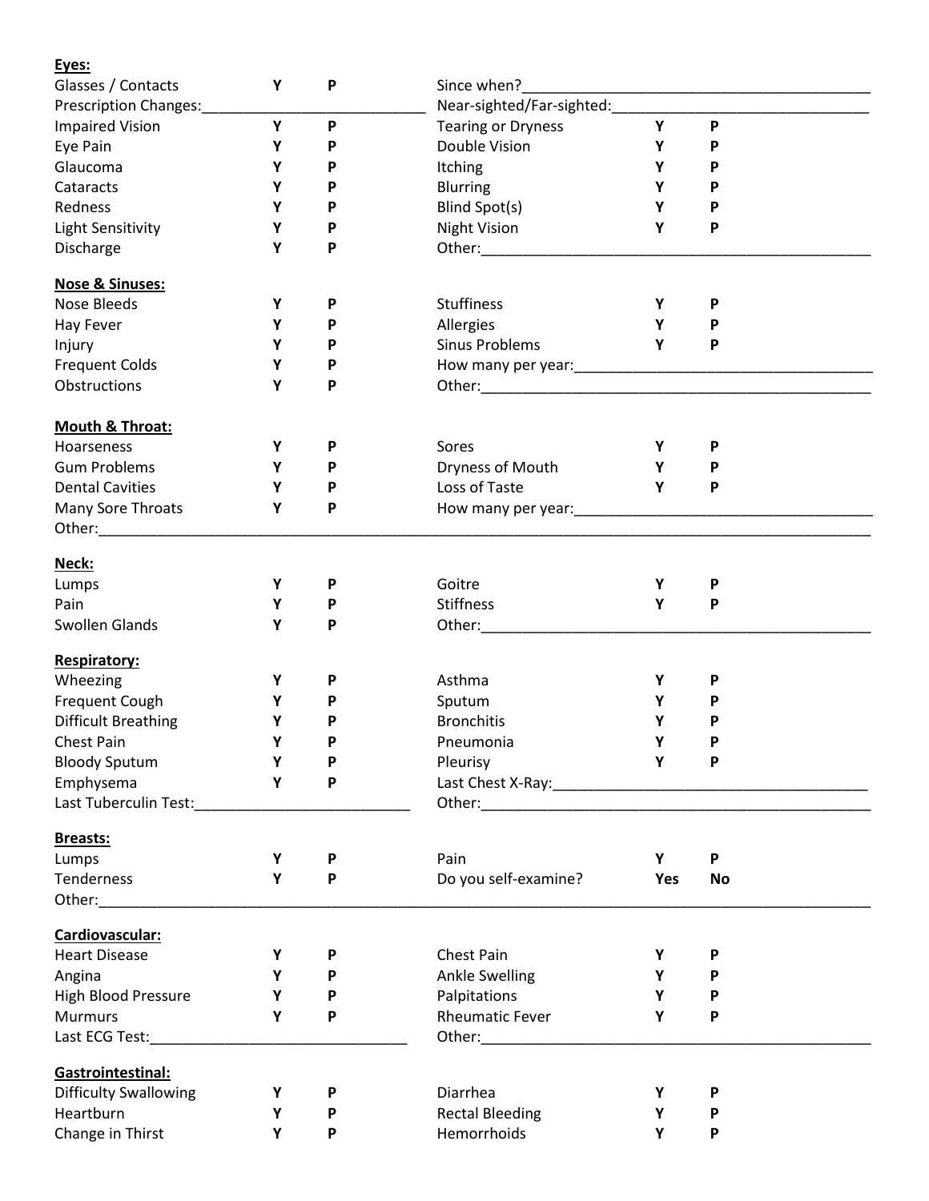**Eyes:**

| | | | | | |
|---|---|---|---|---|---|
| Glasses / Contacts | Y | P | Since when?\_\_\_\_\_\_\_\_\_\_\_\_\_\_\_\_\_\_\_\_\_\_\_\_\_\_\_\_\_\_\_\_ | | |
| Prescription Changes:\_\_\_\_\_\_\_\_\_\_\_\_\_\_\_\_\_\_\_\_\_\_\_\_ | | | Near-sighted/Far-sighted:\_\_\_\_\_\_\_\_\_\_\_\_\_\_\_\_\_\_\_\_\_\_\_\_\_\_ | | |
| Impaired Vision | Y | P | Tearing or Dryness | Y | P |
| Eye Pain | Y | P | Double Vision | Y | P |
| Glaucoma | Y | P | Itching | Y | P |
| Cataracts | Y | P | Blurring | Y | P |
| Redness | Y | P | Blind Spot(s) | Y | P |
| Light Sensitivity | Y | P | Night Vision | Y | P |
| Discharge | Y | P | Other:\_\_\_\_\_\_\_\_\_\_\_\_\_\_\_\_\_\_\_\_\_\_\_\_\_\_\_\_\_\_\_\_\_\_\_\_ | | |

**Nose & Sinuses:**

| | | | | | |
|---|---|---|---|---|---|
| Nose Bleeds | Y | P | Stuffiness | Y | P |
| Hay Fever | Y | P | Allergies | Y | P |
| Injury | Y | P | Sinus Problems | Y | P |
| Frequent Colds | Y | P | How many per year:\_\_\_\_\_\_\_\_\_\_\_\_\_\_\_\_\_\_\_\_\_\_\_\_\_\_\_\_ | | |
| Obstructions | Y | P | Other:\_\_\_\_\_\_\_\_\_\_\_\_\_\_\_\_\_\_\_\_\_\_\_\_\_\_\_\_\_\_\_\_\_\_\_\_ | | |

**Mouth & Throat:**

| | | | | | |
|---|---|---|---|---|---|
| Hoarseness | Y | P | Sores | Y | P |
| Gum Problems | Y | P | Dryness of Mouth | Y | P |
| Dental Cavities | Y | P | Loss of Taste | Y | P |
| Many Sore Throats | Y | P | How many per year:\_\_\_\_\_\_\_\_\_\_\_\_\_\_\_\_\_\_\_\_\_\_\_\_\_\_\_\_ | | |

Other:\_\_\_\_\_\_\_\_\_\_\_\_\_\_\_\_\_\_\_\_\_\_\_\_\_\_\_\_\_\_\_\_\_\_\_\_\_\_\_\_\_\_\_\_\_\_\_\_\_\_\_\_\_\_\_\_\_\_\_\_\_\_\_\_\_\_\_\_

**Neck:**

| | | | | | |
|---|---|---|---|---|---|
| Lumps | Y | P | Goitre | Y | P |
| Pain | Y | P | Stiffness | Y | P |
| Swollen Glands | Y | P | Other:\_\_\_\_\_\_\_\_\_\_\_\_\_\_\_\_\_\_\_\_\_\_\_\_\_\_\_\_\_\_\_\_\_\_\_\_ | | |

**Respiratory:**

| | | | | | |
|---|---|---|---|---|---|
| Wheezing | Y | P | Asthma | Y | P |
| Frequent Cough | Y | P | Sputum | Y | P |
| Difficult Breathing | Y | P | Bronchitis | Y | P |
| Chest Pain | Y | P | Pneumonia | Y | P |
| Bloody Sputum | Y | P | Pleurisy | Y | P |
| Emphysema | Y | P | Last Chest X-Ray:\_\_\_\_\_\_\_\_\_\_\_\_\_\_\_\_\_\_\_\_\_\_\_\_\_\_\_\_\_ | | |
| Last Tuberculin Test:\_\_\_\_\_\_\_\_\_\_\_\_\_\_\_\_\_\_\_\_ | | | Other:\_\_\_\_\_\_\_\_\_\_\_\_\_\_\_\_\_\_\_\_\_\_\_\_\_\_\_\_\_\_\_\_\_\_\_\_ | | |

**Breasts:**

| | | | | | |
|---|---|---|---|---|---|
| Lumps | Y | P | Pain | Y | P |
| Tenderness | Y | P | Do you self-examine? | Yes | No |

Other:\_\_\_\_\_\_\_\_\_\_\_\_\_\_\_\_\_\_\_\_\_\_\_\_\_\_\_\_\_\_\_\_\_\_\_\_\_\_\_\_\_\_\_\_\_\_\_\_\_\_\_\_\_\_\_\_\_\_\_\_\_\_\_\_\_\_\_\_

**Cardiovascular:**

| | | | | | |
|---|---|---|---|---|---|
| Heart Disease | Y | P | Chest Pain | Y | P |
| Angina | Y | P | Ankle Swelling | Y | P |
| High Blood Pressure | Y | P | Palpitations | Y | P |
| Murmurs | Y | P | Rheumatic Fever | Y | P |
| Last ECG Test:\_\_\_\_\_\_\_\_\_\_\_\_\_\_\_\_\_\_\_\_\_\_\_\_ | | | Other:\_\_\_\_\_\_\_\_\_\_\_\_\_\_\_\_\_\_\_\_\_\_\_\_\_\_\_\_\_\_\_\_\_\_\_\_ | | |

**Gastrointestinal:**

| | | | | | |
|---|---|---|---|---|---|
| Difficulty Swallowing | Y | P | Diarrhea | Y | P |
| Heartburn | Y | P | Rectal Bleeding | Y | P |
| Change in Thirst | Y | P | Hemorrhoids | Y | P |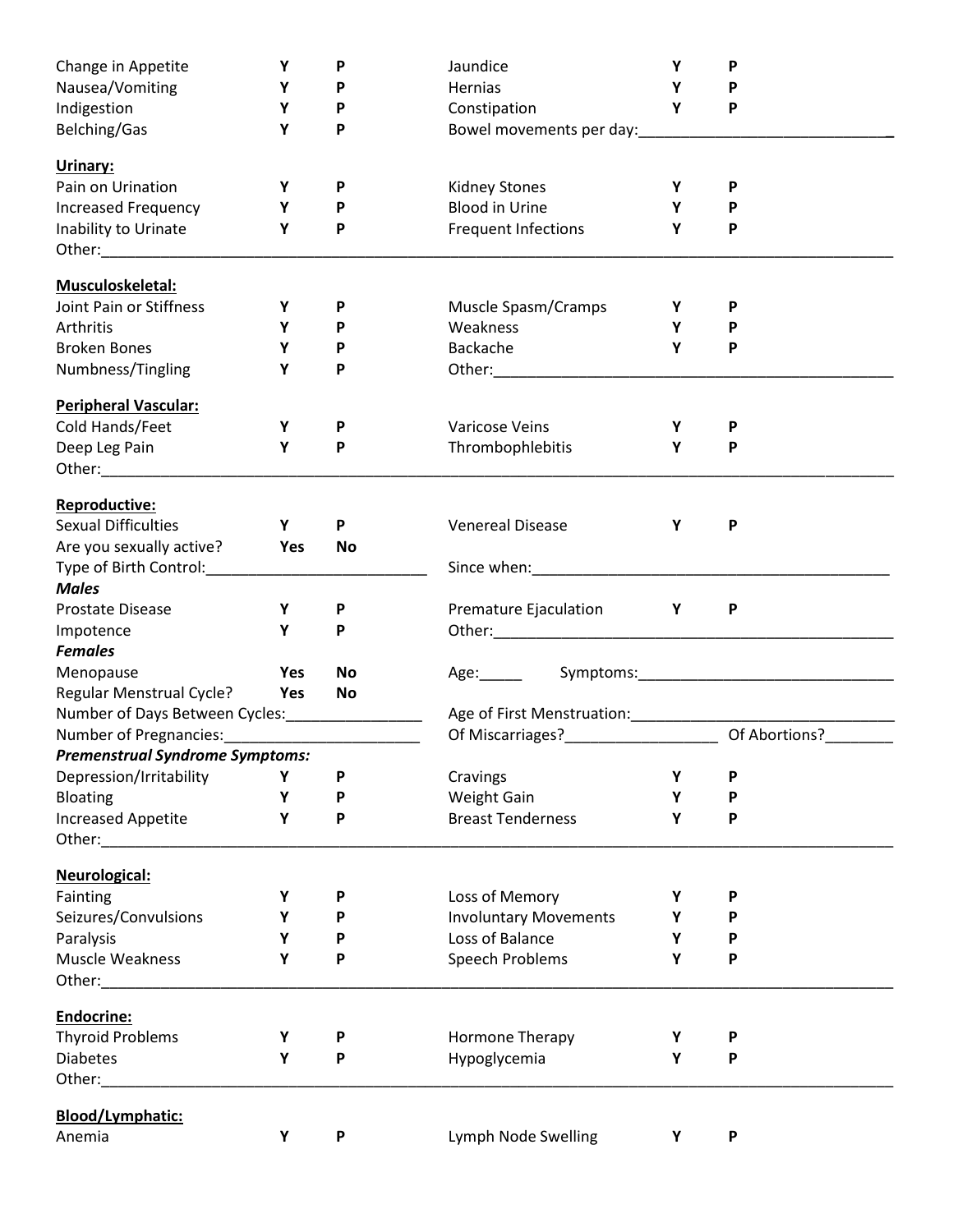| | | | | | |
|---|---|---|---|---|---|
| Change in Appetite | Y | P | Jaundice | Y | P |
| Nausea/Vomiting | Y | P | Hernias | Y | P |
| Indigestion | Y | P | Constipation | Y | P |
| Belching/Gas | Y | P | Bowel movements per day:______________________________ | | |

**Urinary:**

| | | | | | |
|---|---|---|---|---|---|
| Pain on Urination | Y | P | Kidney Stones | Y | P |
| Increased Frequency | Y | P | Blood in Urine | Y | P |
| Inability to Urinate | Y | P | Frequent Infections | Y | P |

Other:________________________________________________________________________________________

**Musculoskeletal:**

| | | | | | |
|---|---|---|---|---|---|
| Joint Pain or Stiffness | Y | P | Muscle Spasm/Cramps | Y | P |
| Arthritis | Y | P | Weakness | Y | P |
| Broken Bones | Y | P | Backache | Y | P |
| Numbness/Tingling | Y | P | Other:_______________________________________________ | | |

**Peripheral Vascular:**

| | | | | | |
|---|---|---|---|---|---|
| Cold Hands/Feet | Y | P | Varicose Veins | Y | P |
| Deep Leg Pain | Y | P | Thrombophlebitis | Y | P |

Other:________________________________________________________________________________________

**Reproductive:**

| | | | | | |
|---|---|---|---|---|---|
| Sexual Difficulties | Y | P | Venereal Disease | Y | P |
| Are you sexually active? | Yes | No | | | |

Type of Birth Control:___________________________ Since when:__________________________________________

***Males***

| | | | | | |
|---|---|---|---|---|---|
| Prostate Disease | Y | P | Premature Ejaculation | Y | P |
| Impotence | Y | P | Other:_______________________________________________ | | |

***Females***

| | | | | |
|---|---|---|---|---|
| Menopause | Yes | No | Age:_____ | Symptoms:______________________________ |
| Regular Menstrual Cycle? | Yes | No | | |

Number of Days Between Cycles:________________ Age of First Menstruation:______________________________

Number of Pregnancies:_______________________ Of Miscarriages?_________________ Of Abortions?________

***Premenstrual Syndrome Symptoms:***

| | | | | | |
|---|---|---|---|---|---|
| Depression/Irritability | Y | P | Cravings | Y | P |
| Bloating | Y | P | Weight Gain | Y | P |
| Increased Appetite | Y | P | Breast Tenderness | Y | P |

Other:________________________________________________________________________________________

**Neurological:**

| | | | | | |
|---|---|---|---|---|---|
| Fainting | Y | P | Loss of Memory | Y | P |
| Seizures/Convulsions | Y | P | Involuntary Movements | Y | P |
| Paralysis | Y | P | Loss of Balance | Y | P |
| Muscle Weakness | Y | P | Speech Problems | Y | P |

Other:________________________________________________________________________________________

**Endocrine:**

| | | | | | |
|---|---|---|---|---|---|
| Thyroid Problems | Y | P | Hormone Therapy | Y | P |
| Diabetes | Y | P | Hypoglycemia | Y | P |

Other:________________________________________________________________________________________

**Blood/Lymphatic:**

| | | | | | |
|---|---|---|---|---|---|
| Anemia | Y | P | Lymph Node Swelling | Y | P |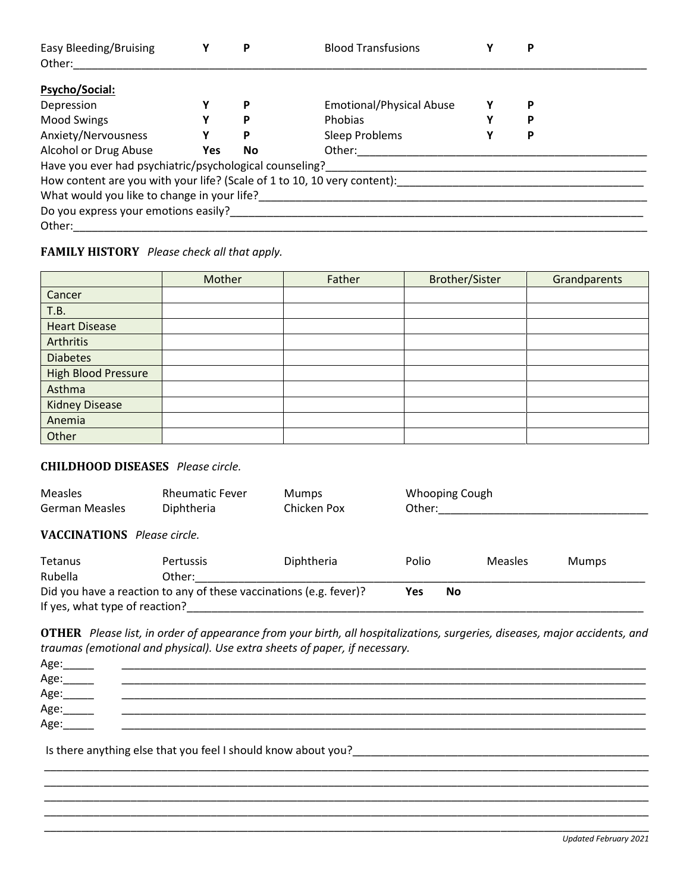Easy Bleeding/Bruising **Y** **P** Blood Transfusions **Y** **P**
Other:____________________________________________________________________________________

**Psycho/Social:**

Depression **Y** **P** Emotional/Physical Abuse **Y** **P**
Mood Swings **Y** **P** Phobias **Y** **P**
Anxiety/Nervousness **Y** **P** Sleep Problems **Y** **P**
Alcohol or Drug Abuse **Yes** **No** Other:_____________________________________________

Have you ever had psychiatric/psychological counseling?_______________________________________________
How content are you with your life? (Scale of 1 to 10, 10 very content):_______________________________________
What would you like to change in your life?_____________________________________________________________
Do you express your emotions easily?_________________________________________________________________
Other:___________________________________________________________________________________________

## FAMILY HISTORY *Please check all that apply.*

| | Mother | Father | Brother/Sister | Grandparents |
|---|---|---|---|---|
| Cancer | | | | |
| T.B. | | | | |
| Heart Disease | | | | |
| Arthritis | | | | |
| Diabetes | | | | |
| High Blood Pressure | | | | |
| Asthma | | | | |
| Kidney Disease | | | | |
| Anemia | | | | |
| Other | | | | |

## CHILDHOOD DISEASES *Please circle.*

Measles Rheumatic Fever Mumps Whooping Cough
German Measles Diphtheria Chicken Pox Other:_________________________________

## VACCINATIONS *Please circle.*

Tetanus Pertussis Diphtheria Polio Measles Mumps
Rubella Other:_________________________________________________________________________
Did you have a reaction to any of these vaccinations (e.g. fever)? **Yes** **No**
If yes, what type of reaction?_______________________________________________________________________

**OTHER** *Please list, in order of appearance from your birth, all hospitalizations, surgeries, diseases, major accidents, and traumas (emotional and physical). Use extra sheets of paper, if necessary.*

Age:_____ ____________________________________________________________________________________
Age:_____ ____________________________________________________________________________________
Age:_____ ____________________________________________________________________________________
Age:_____ ____________________________________________________________________________________
Age:_____ ____________________________________________________________________________________

Is there anything else that you feel I should know about you?_____________________________________________
_____________________________________________________________________________________________
_____________________________________________________________________________________________
_____________________________________________________________________________________________
_____________________________________________________________________________________________
_____________________________________________________________________________________________

*Updated February 2021*